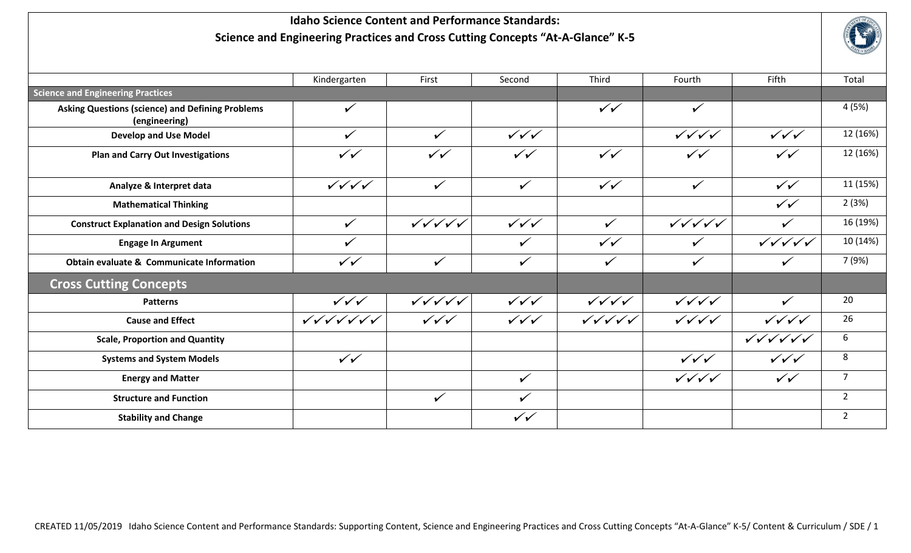# Idaho Science Content and Performance Standards:
## Science and Engineering Practices and Cross Cutting Concepts "At-A-Glance" K-5

| | Kindergarten | First | Second | Third | Fourth | Fifth | Total |
|---|---|---|---|---|---|---|---|
| **Science and Engineering Practices** | | | | | | | |
| **Asking Questions (science) and Defining Problems (engineering)** | ✓ | | | ✓✓ | ✓ | | 4 (5%) |
| **Develop and Use Model** | ✓ | ✓ | ✓✓✓ | | ✓✓✓ | ✓✓✓ | 12 (16%) |
| **Plan and Carry Out Investigations** | ✓✓ | ✓✓ | ✓✓ | ✓✓ | ✓✓ | ✓✓ | 12 (16%) |
| **Analyze & Interpret data** | ✓✓✓✓ | ✓ | ✓ | ✓✓ | ✓ | ✓✓ | 11 (15%) |
| **Mathematical Thinking** | | | | | | ✓✓ | 2 (3%) |
| **Construct Explanation and Design Solutions** | ✓ | ✓✓✓✓✓ | ✓✓✓ | ✓ | ✓✓✓✓✓ | ✓ | 16 (19%) |
| **Engage In Argument** | ✓ | | ✓ | ✓✓ | ✓ | ✓✓✓✓✓ | 10 (14%) |
| **Obtain evaluate & Communicate Information** | ✓✓ | ✓ | ✓ | ✓ | ✓ | ✓ | 7 (9%) |
| **Cross Cutting Concepts** | | | | | | | |
| **Patterns** | ✓✓✓ | ✓✓✓✓✓ | ✓✓✓ | ✓✓✓✓ | ✓✓✓✓ | ✓ | 20 |
| **Cause and Effect** | ✓✓✓✓✓✓✓ | ✓✓✓ | ✓✓✓ | ✓✓✓✓✓ | ✓✓✓✓ | ✓✓✓✓ | 26 |
| **Scale, Proportion and Quantity** | | | | | | ✓✓✓✓✓✓ | 6 |
| **Systems and System Models** | ✓✓ | | | | ✓✓✓ | ✓✓✓ | 8 |
| **Energy and Matter** | | | ✓ | | ✓✓✓✓ | ✓✓ | 7 |
| **Structure and Function** | | ✓ | ✓ | | | | 2 |
| **Stability and Change** | | | ✓✓ | | | | 2 |

CREATED 11/05/2019 Idaho Science Content and Performance Standards: Supporting Content, Science and Engineering Practices and Cross Cutting Concepts "At-A-Glance" K-5/ Content & Curriculum / SDE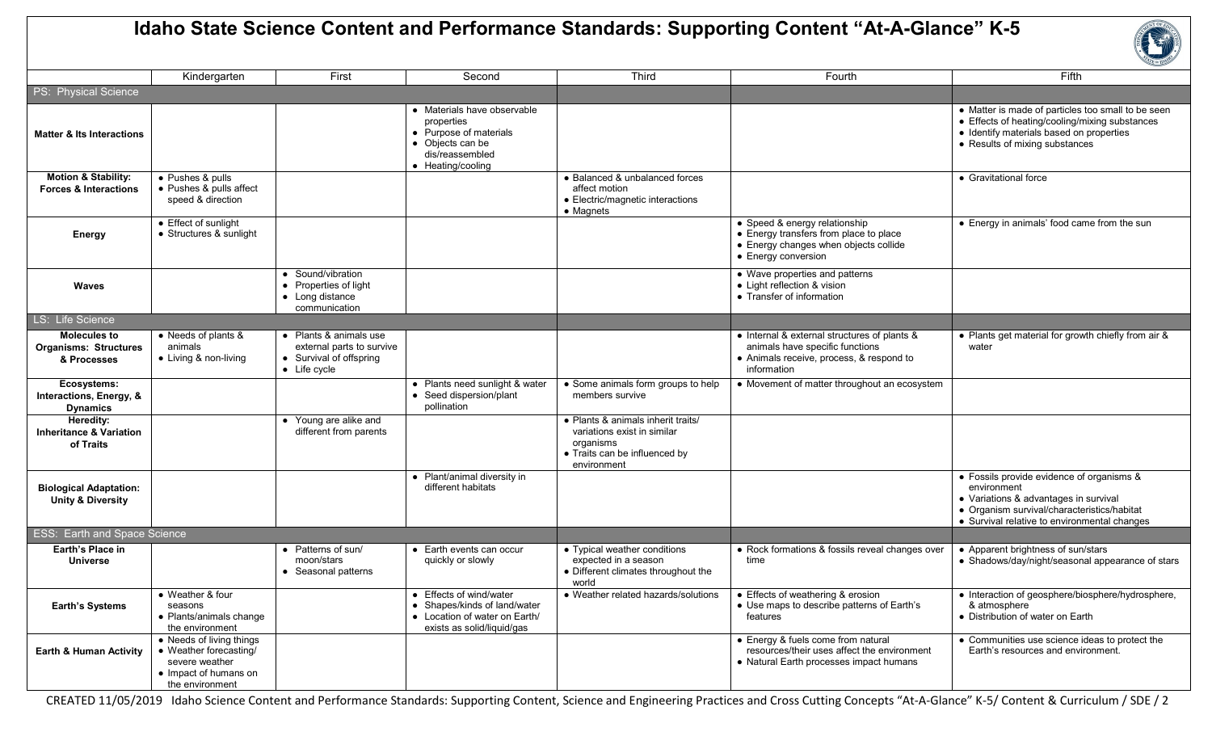# Idaho State Science Content and Performance Standards: Supporting Content "At-A-Glance" K-5

| | Kindergarten | First | Second | Third | Fourth | Fifth |
|---|---|---|---|---|---|---|
| **PS: Physical Science** | | | | | | |
| **Matter & Its Interactions** | | | • Materials have observable properties<br>• Purpose of materials<br>• Objects can be dis/reassembled<br>• Heating/cooling | | | • Matter is made of particles too small to be seen<br>• Effects of heating/cooling/mixing substances<br>• Identify materials based on properties<br>• Results of mixing substances |
| **Motion & Stability: Forces & Interactions** | • Pushes & pulls<br>• Pushes & pulls affect speed & direction | | | • Balanced & unbalanced forces affect motion<br>• Electric/magnetic interactions<br>• Magnets | | • Gravitational force |
| **Energy** | • Effect of sunlight<br>• Structures & sunlight | | | | • Speed & energy relationship<br>• Energy transfers from place to place<br>• Energy changes when objects collide<br>• Energy conversion | • Energy in animals' food came from the sun |
| **Waves** | | • Sound/vibration<br>• Properties of light<br>• Long distance communication | | | • Wave properties and patterns<br>• Light reflection & vision<br>• Transfer of information | |
| **LS: Life Science** | | | | | | |
| **Molecules to Organisms: Structures & Processes** | • Needs of plants & animals<br>• Living & non-living | • Plants & animals use external parts to survive<br>• Survival of offspring<br>• Life cycle | | | • Internal & external structures of plants & animals have specific functions<br>• Animals receive, process, & respond to information | • Plants get material for growth chiefly from air & water |
| **Ecosystems: Interactions, Energy, & Dynamics** | | | • Plants need sunlight & water<br>• Seed dispersion/plant pollination | • Some animals form groups to help members survive | • Movement of matter throughout an ecosystem | |
| **Heredity: Inheritance & Variation of Traits** | | • Young are alike and different from parents | | • Plants & animals inherit traits/ variations exist in similar organisms<br>• Traits can be influenced by environment | | |
| **Biological Adaptation: Unity & Diversity** | | | • Plant/animal diversity in different habitats | | | • Fossils provide evidence of organisms & environment<br>• Variations & advantages in survival<br>• Organism survival/characteristics/habitat<br>• Survival relative to environmental changes |
| **ESS: Earth and Space Science** | | | | | | |
| **Earth's Place in Universe** | | • Patterns of sun/ moon/stars<br>• Seasonal patterns | • Earth events can occur quickly or slowly | • Typical weather conditions expected in a season<br>• Different climates throughout the world | • Rock formations & fossils reveal changes over time | • Apparent brightness of sun/stars<br>• Shadows/day/night/seasonal appearance of stars |
| **Earth's Systems** | • Weather & four seasons<br>• Plants/animals change the environment | | • Effects of wind/water<br>• Shapes/kinds of land/water<br>• Location of water on Earth/ exists as solid/liquid/gas | • Weather related hazards/solutions | • Effects of weathering & erosion<br>• Use maps to describe patterns of Earth's features | • Interaction of geosphere/biosphere/hydrosphere, & atmosphere<br>• Distribution of water on Earth |
| **Earth & Human Activity** | • Needs of living things<br>• Weather forecasting/ severe weather<br>• Impact of humans on the environment | | | | • Energy & fuels come from natural resources/their uses affect the environment<br>• Natural Earth processes impact humans | • Communities use science ideas to protect the Earth's resources and environment. |

CREATED 11/05/2019 Idaho Science Content and Performance Standards: Supporting Content, Science and Engineering Practices and Cross Cutting Concepts "At-A-Glance" K-5/ Content & Curriculum / SDE